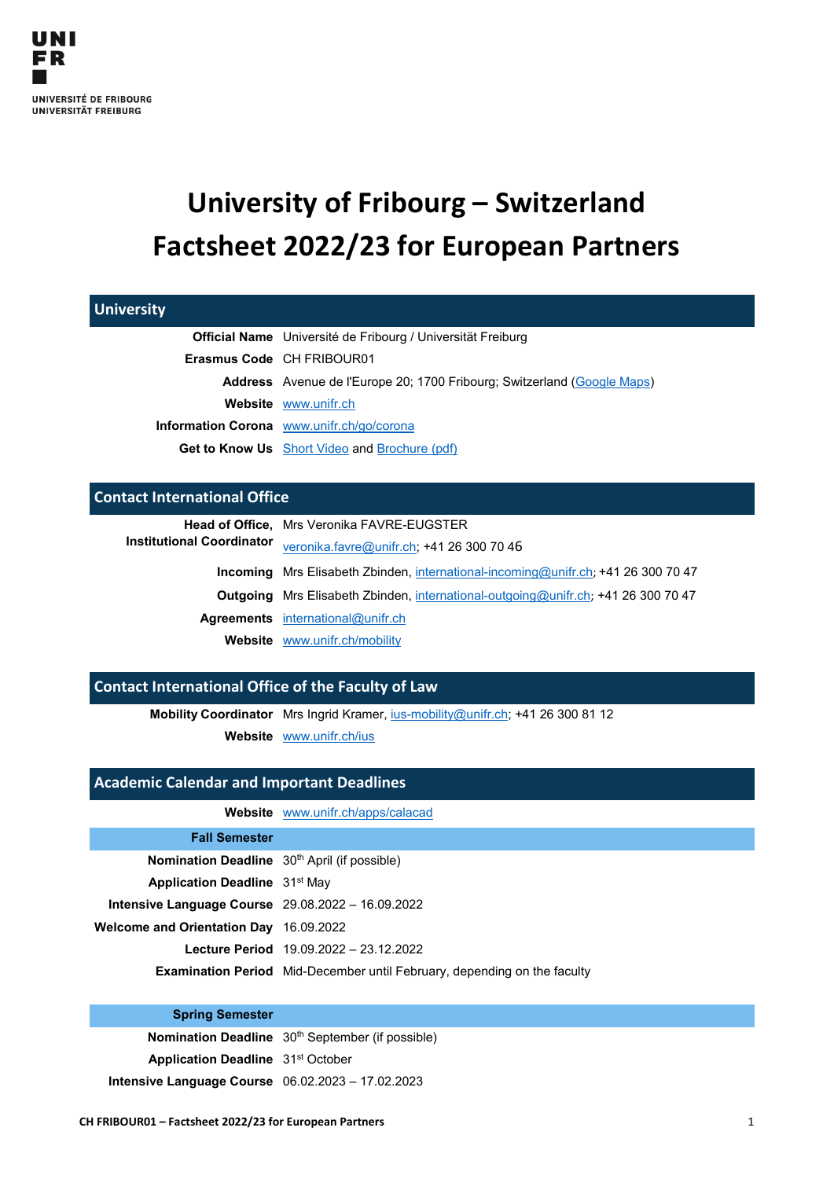UNI
FR

UNIVERSITÉ DE FRIBOURG
UNIVERSITÄT FREIBURG

# University of Fribourg – Switzerland
# Factsheet 2022/23 for European Partners

## University

| | |
|---|---|
| **Official Name** | Université de Fribourg / Universität Freiburg |
| **Erasmus Code** | CH FRIBOUR01 |
| **Address** | Avenue de l'Europe 20; 1700 Fribourg; Switzerland (Google Maps) |
| **Website** | www.unifr.ch |
| **Information Corona** | www.unifr.ch/go/corona |
| **Get to Know Us** | Short Video and Brochure (pdf) |

## Contact International Office

| | |
|---|---|
| **Head of Office, Institutional Coordinator** | Mrs Veronika FAVRE-EUGSTER veronika.favre@unifr.ch; +41 26 300 70 46 |
| **Incoming** | Mrs Elisabeth Zbinden, international-incoming@unifr.ch; +41 26 300 70 47 |
| **Outgoing** | Mrs Elisabeth Zbinden, international-outgoing@unifr.ch; +41 26 300 70 47 |
| **Agreements** | international@unifr.ch |
| **Website** | www.unifr.ch/mobility |

## Contact International Office of the Faculty of Law

| | |
|---|---|
| **Mobility Coordinator** | Mrs Ingrid Kramer, ius-mobility@unifr.ch; +41 26 300 81 12 |
| **Website** | www.unifr.ch/ius |

## Academic Calendar and Important Deadlines

| | |
|---|---|
| **Website** | www.unifr.ch/apps/calacad |
| **Fall Semester** | |
| **Nomination Deadline** | 30th April (if possible) |
| **Application Deadline** | 31st May |
| **Intensive Language Course** | 29.08.2022 – 16.09.2022 |
| **Welcome and Orientation Day** | 16.09.2022 |
| **Lecture Period** | 19.09.2022 – 23.12.2022 |
| **Examination Period** | Mid-December until February, depending on the faculty |
| **Spring Semester** | |
| **Nomination Deadline** | 30th September (if possible) |
| **Application Deadline** | 31st October |
| **Intensive Language Course** | 06.02.2023 – 17.02.2023 |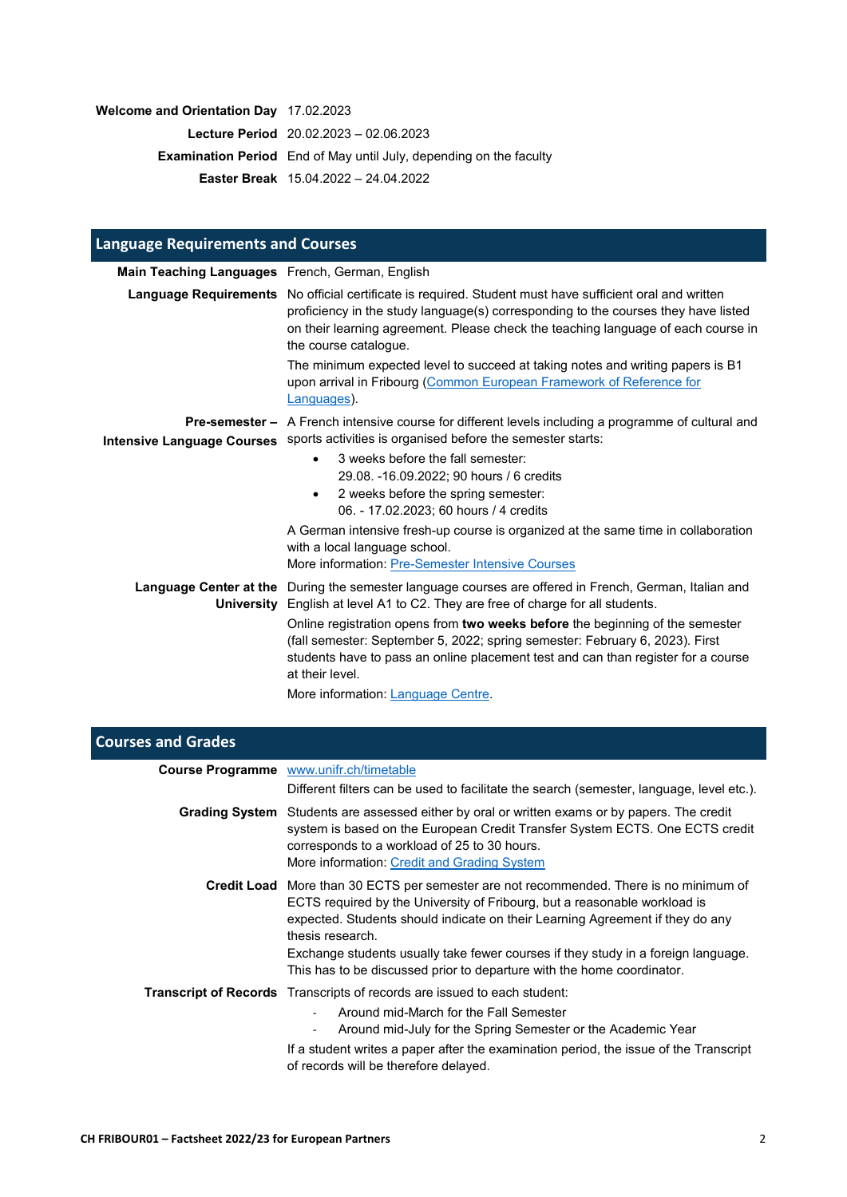| | |
|---|---|
| **Welcome and Orientation Day** | 17.02.2023 |
| **Lecture Period** | 20.02.2023 – 02.06.2023 |
| **Examination Period** | End of May until July, depending on the faculty |
| **Easter Break** | 15.04.2022 – 24.04.2022 |

## Language Requirements and Courses

**Main Teaching Languages**

French, German, English

**Language Requirements**

No official certificate is required. Student must have sufficient oral and written proficiency in the study language(s) corresponding to the courses they have listed on their learning agreement. Please check the teaching language of each course in the course catalogue.

The minimum expected level to succeed at taking notes and writing papers is B1 upon arrival in Fribourg ([Common European Framework of Reference for Languages](#)).

**Pre-semester – Intensive Language Courses**

A French intensive course for different levels including a programme of cultural and sports activities is organised before the semester starts:

- 3 weeks before the fall semester:
  29.08. -16.09.2022; 90 hours / 6 credits
- 2 weeks before the spring semester:
  06. - 17.02.2023; 60 hours / 4 credits

A German intensive fresh-up course is organized at the same time in collaboration with a local language school.
More information: [Pre-Semester Intensive Courses](#)

**Language Center at the University**

During the semester language courses are offered in French, German, Italian and English at level A1 to C2. They are free of charge for all students.

Online registration opens from **two weeks before** the beginning of the semester (fall semester: September 5, 2022; spring semester: February 6, 2023). First students have to pass an online placement test and can than register for a course at their level.

More information: [Language Centre](#).

## Courses and Grades

**Course Programme**

[www.unifr.ch/timetable](#)

Different filters can be used to facilitate the search (semester, language, level etc.).

**Grading System**

Students are assessed either by oral or written exams or by papers. The credit system is based on the European Credit Transfer System ECTS. One ECTS credit corresponds to a workload of 25 to 30 hours.
More information: [Credit and Grading System](#)

**Credit Load**

More than 30 ECTS per semester are not recommended. There is no minimum of ECTS required by the University of Fribourg, but a reasonable workload is expected. Students should indicate on their Learning Agreement if they do any thesis research.
Exchange students usually take fewer courses if they study in a foreign language. This has to be discussed prior to departure with the home coordinator.

**Transcript of Records**

Transcripts of records are issued to each student:

- Around mid-March for the Fall Semester
- Around mid-July for the Spring Semester or the Academic Year

If a student writes a paper after the examination period, the issue of the Transcript of records will be therefore delayed.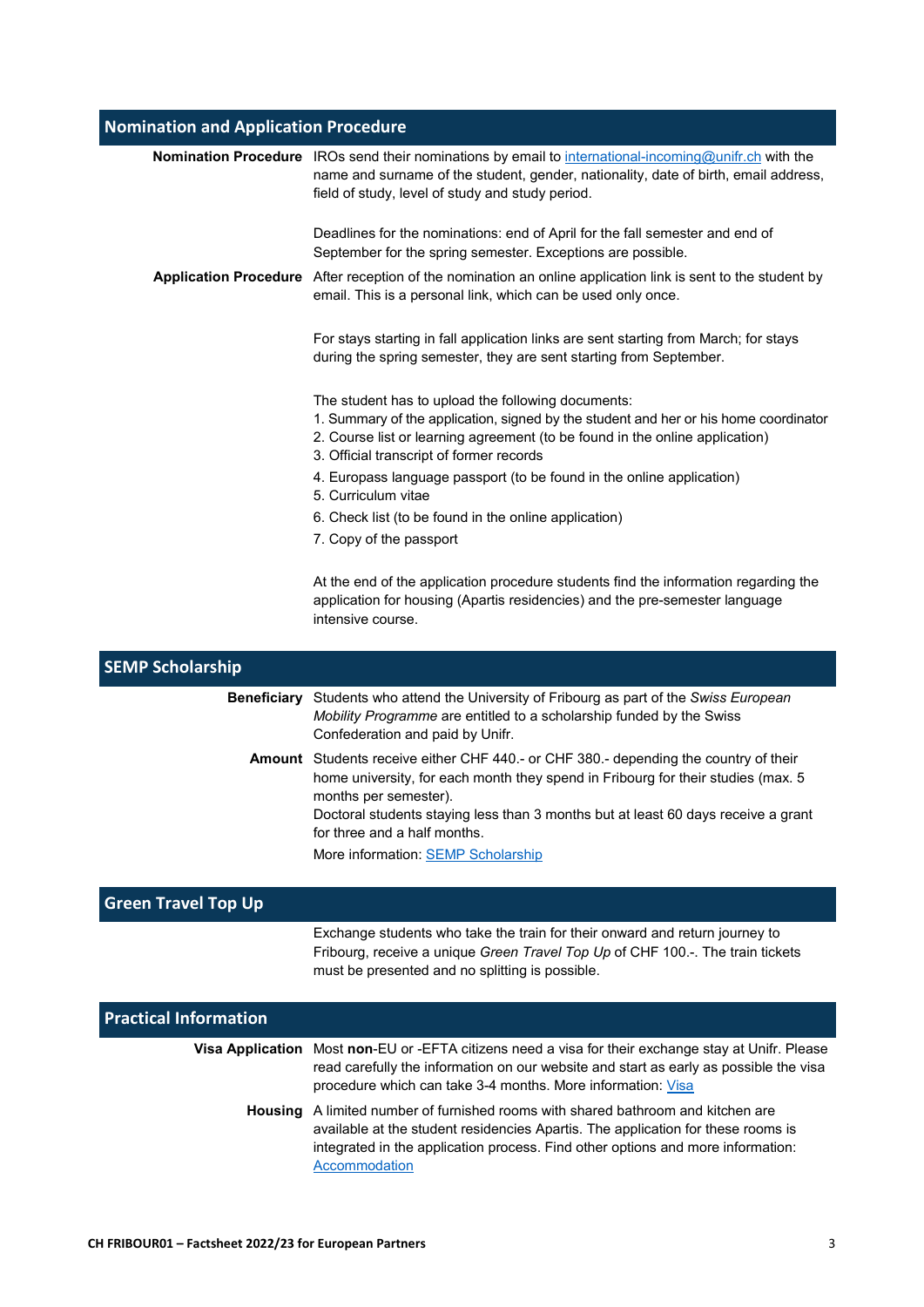## Nomination and Application Procedure

**Nomination Procedure** IROs send their nominations by email to [international-incoming@unifr.ch](mailto:international-incoming@unifr.ch) with the name and surname of the student, gender, nationality, date of birth, email address, field of study, level of study and study period.

Deadlines for the nominations: end of April for the fall semester and end of September for the spring semester. Exceptions are possible.

**Application Procedure** After reception of the nomination an online application link is sent to the student by email. This is a personal link, which can be used only once.

For stays starting in fall application links are sent starting from March; for stays during the spring semester, they are sent starting from September.

The student has to upload the following documents:

1. Summary of the application, signed by the student and her or his home coordinator
2. Course list or learning agreement (to be found in the online application)
3. Official transcript of former records
4. Europass language passport (to be found in the online application)
5. Curriculum vitae
6. Check list (to be found in the online application)
7. Copy of the passport

At the end of the application procedure students find the information regarding the application for housing (Apartis residencies) and the pre-semester language intensive course.

## SEMP Scholarship

**Beneficiary** Students who attend the University of Fribourg as part of the *Swiss European Mobility Programme* are entitled to a scholarship funded by the Swiss Confederation and paid by Unifr.

**Amount** Students receive either CHF 440.- or CHF 380.- depending the country of their home university, for each month they spend in Fribourg for their studies (max. 5 months per semester).
Doctoral students staying less than 3 months but at least 60 days receive a grant for three and a half months.

More information: [SEMP Scholarship]

## Green Travel Top Up

Exchange students who take the train for their onward and return journey to Fribourg, receive a unique *Green Travel Top Up* of CHF 100.-. The train tickets must be presented and no splitting is possible.

## Practical Information

**Visa Application** Most **non**-EU or -EFTA citizens need a visa for their exchange stay at Unifr. Please read carefully the information on our website and start as early as possible the visa procedure which can take 3-4 months. More information: [Visa]

**Housing** A limited number of furnished rooms with shared bathroom and kitchen are available at the student residencies Apartis. The application for these rooms is integrated in the application process. Find other options and more information: [Accommodation]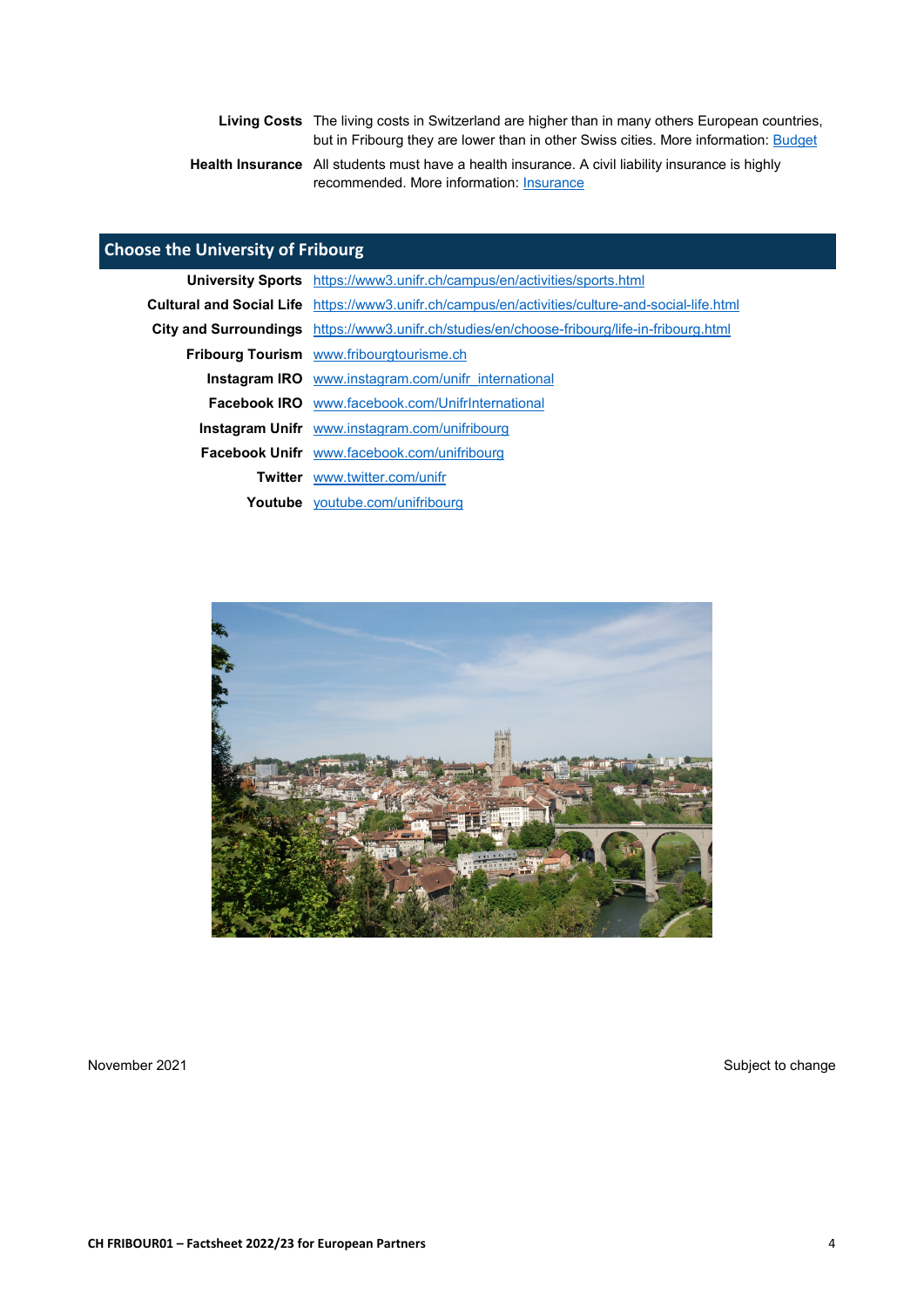**Living Costs** The living costs in Switzerland are higher than in many others European countries, but in Fribourg they are lower than in other Swiss cities. More information: [Budget]

**Health Insurance** All students must have a health insurance. A civil liability insurance is highly recommended. More information: [Insurance]

## Choose the University of Fribourg

| | |
|---|---|
| **University Sports** | https://www3.unifr.ch/campus/en/activities/sports.html |
| **Cultural and Social Life** | https://www3.unifr.ch/campus/en/activities/culture-and-social-life.html |
| **City and Surroundings** | https://www3.unifr.ch/studies/en/choose-fribourg/life-in-fribourg.html |
| **Fribourg Tourism** | www.fribourgtourisme.ch |
| **Instagram IRO** | www.instagram.com/unifr_international |
| **Facebook IRO** | www.facebook.com/UnifrInternational |
| **Instagram Unifr** | www.instagram.com/unifribourg |
| **Facebook Unifr** | www.facebook.com/unifribourg |
| **Twitter** | www.twitter.com/unifr |
| **Youtube** | youtube.com/unifribourg |

November 2021 — Subject to change